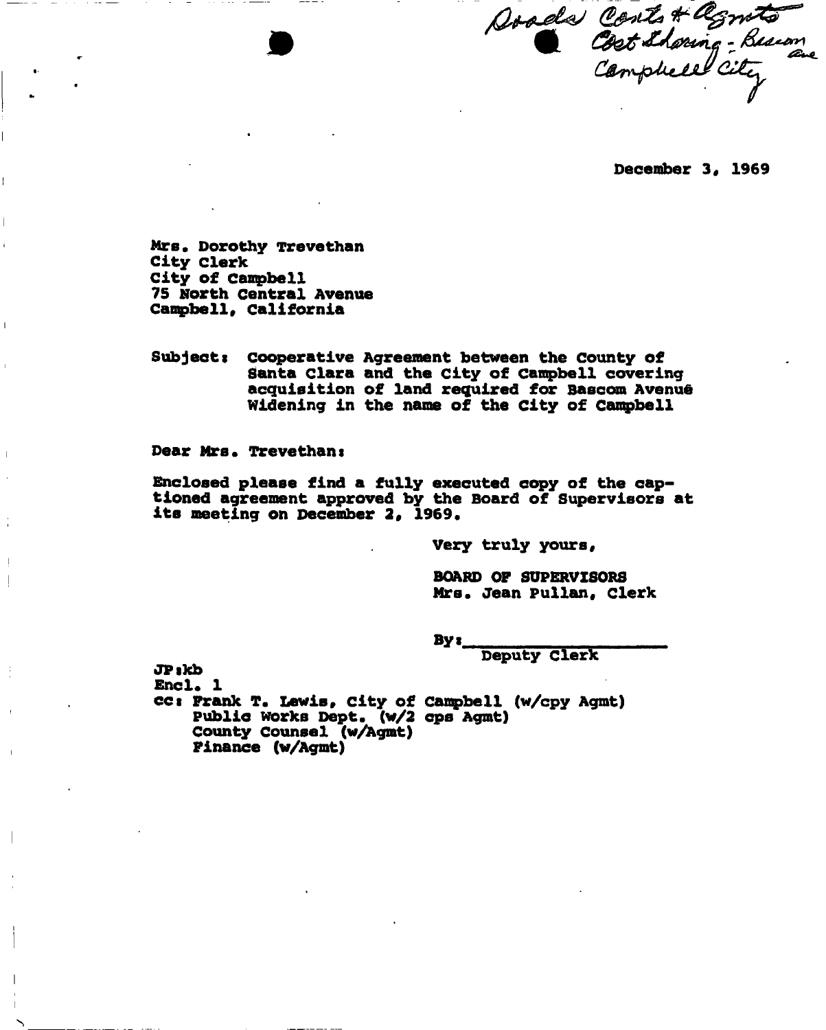Roads Conts & Agmts
Cost Sharing - Bascom Ave
Campbell City

December 3, 1969

Mrs. Dorothy Trevethan
City Clerk
City of Campbell
75 North Central Avenue
Campbell, California

Subject: Cooperative Agreement between the County of Santa Clara and the City of Campbell covering acquisition of land required for Bascom Avenue Widening in the name of the City of Campbell

Dear Mrs. Trevethan:

Enclosed please find a fully executed copy of the captioned agreement approved by the Board of Supervisors at its meeting on December 2, 1969.

Very truly yours,

BOARD OF SUPERVISORS
Mrs. Jean Pullan, Clerk

By:____________________
Deputy Clerk

JP:kb
Encl. 1
cc: Frank T. Lewis, City of Campbell (w/cpy Agmt)
Public Works Dept. (w/2 cps Agmt)
County Counsel (w/Agmt)
Finance (w/Agmt)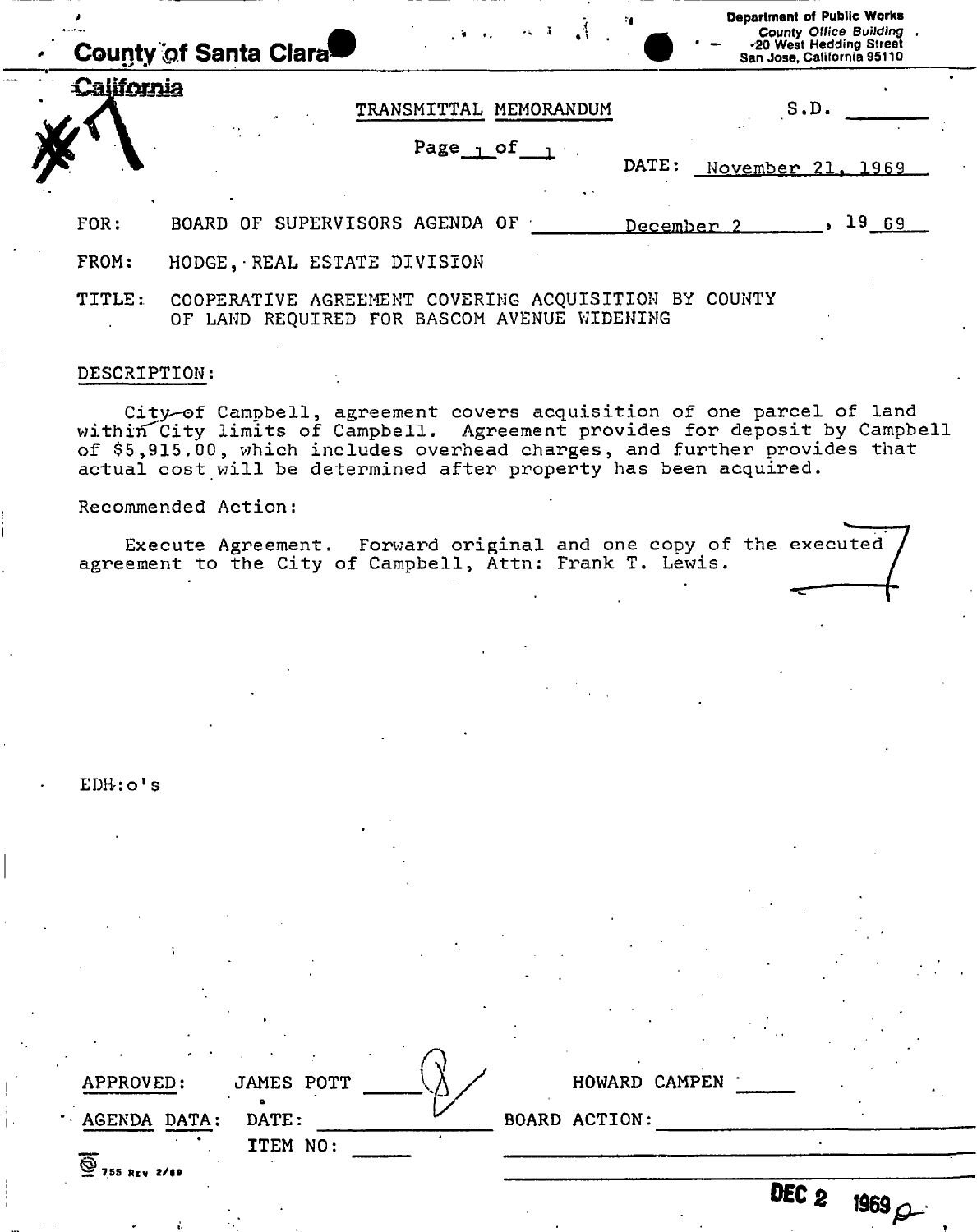**County of Santa Clara**

California

Department of Public Works
County Office Building
20 West Hedding Street
San Jose, California 95110

#1

TRANSMITTAL MEMORANDUM

S.D. \_\_\_\_\_\_

Page 1 of 1

DATE: November 21, 1969

FOR: BOARD OF SUPERVISORS AGENDA OF December 2, 1969

FROM: HODGE, REAL ESTATE DIVISION

TITLE: COOPERATIVE AGREEMENT COVERING ACQUISITION BY COUNTY OF LAND REQUIRED FOR BASCOM AVENUE WIDENING

DESCRIPTION:

City of Campbell, agreement covers acquisition of one parcel of land within City limits of Campbell. Agreement provides for deposit by Campbell of $5,915.00, which includes overhead charges, and further provides that actual cost will be determined after property has been acquired.

Recommended Action:

Execute Agreement. Forward original and one copy of the executed agreement to the City of Campbell, Attn: Frank T. Lewis.

EDH:o's

APPROVED: JAMES POTT \_\_\_\_\_\_ HOWARD CAMPEN \_\_\_\_\_\_

AGENDA DATA: DATE: \_\_\_\_\_\_ BOARD ACTION: \_\_\_\_\_\_

ITEM NO: \_\_\_\_\_\_

755 REV 2/69

DEC 2 1969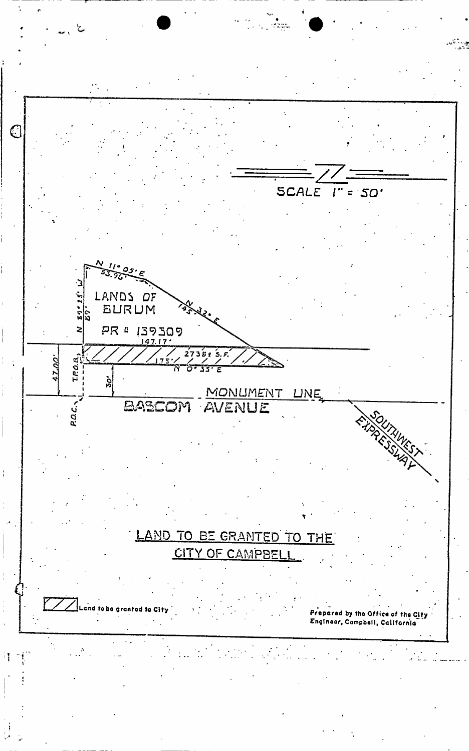SCALE 1" = 50'

N 11° 05' E
53.96'

N 89° 25' W
89'

LANDS OF
BURUM

PR # 139309

N 32° E
145'

147.17'

2738± S.F.

175'

N 0° 35' E

47.00'

T.P.O.B.

30'

MONUMENT LINE

BASCOM AVENUE

P.O.C.

SOUTHWEST EXPRESSWAY

LAND TO BE GRANTED TO THE
CITY OF CAMPBELL

Land to be granted to City

Prepared by the Office of the City Engineer, Campbell, California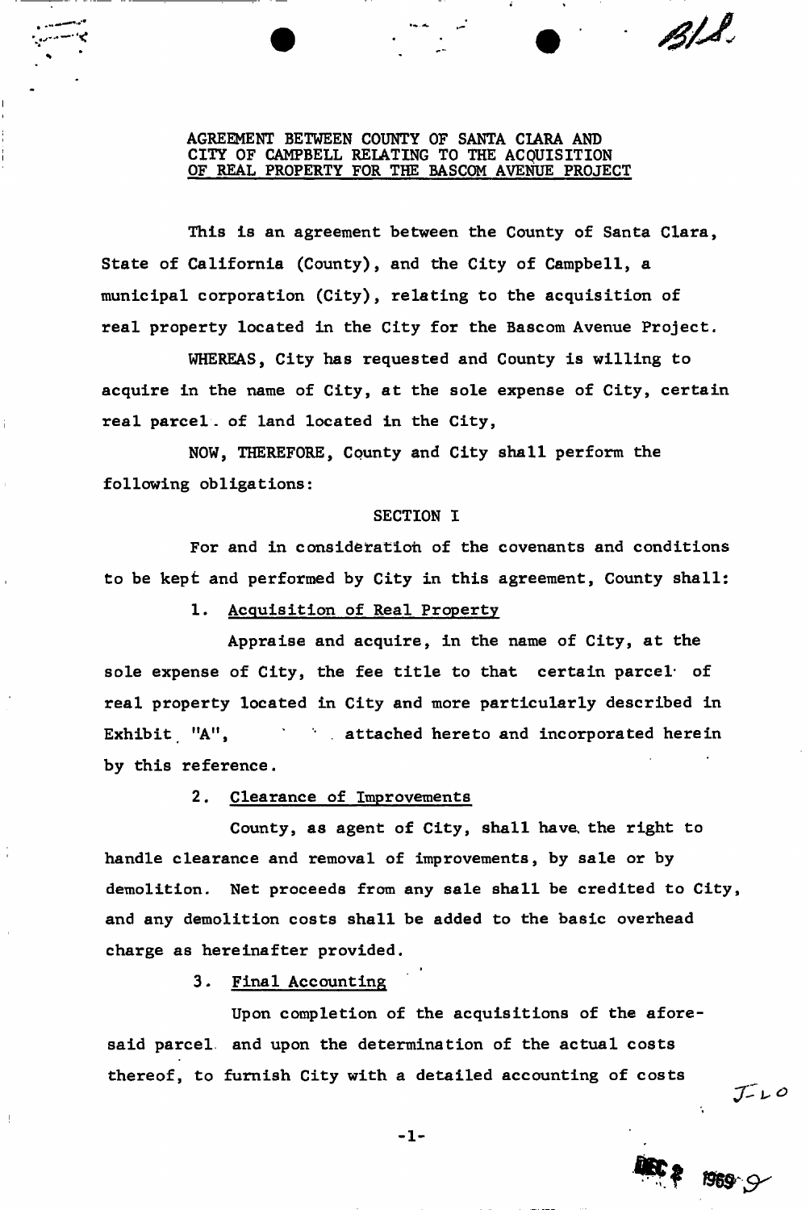AGREEMENT BETWEEN COUNTY OF SANTA CLARA AND CITY OF CAMPBELL RELATING TO THE ACQUISITION OF REAL PROPERTY FOR THE BASCOM AVENUE PROJECT

This is an agreement between the County of Santa Clara, State of California (County), and the City of Campbell, a municipal corporation (City), relating to the acquisition of real property located in the City for the Bascom Avenue Project.

WHEREAS, City has requested and County is willing to acquire in the name of City, at the sole expense of City, certain real parcel of land located in the City,

NOW, THEREFORE, County and City shall perform the following obligations:

SECTION I

For and in consideration of the covenants and conditions to be kept and performed by City in this agreement, County shall:

1. Acquisition of Real Property

Appraise and acquire, in the name of City, at the sole expense of City, the fee title to that certain parcel of real property located in City and more particularly described in Exhibit "A", attached hereto and incorporated herein by this reference.

2. Clearance of Improvements

County, as agent of City, shall have the right to handle clearance and removal of improvements, by sale or by demolition. Net proceeds from any sale shall be credited to City, and any demolition costs shall be added to the basic overhead charge as hereinafter provided.

3. Final Accounting

Upon completion of the acquisitions of the aforesaid parcel and upon the determination of the actual costs thereof, to furnish City with a detailed accounting of costs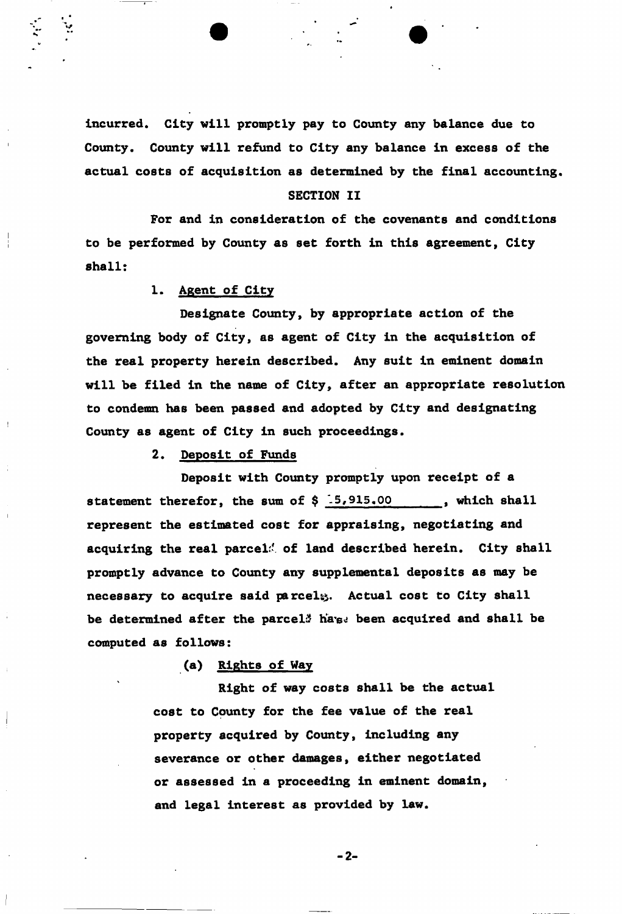incurred. City will promptly pay to County any balance due to County. County will refund to City any balance in excess of the actual costs of acquisition as determined by the final accounting.

## SECTION II

For and in consideration of the covenants and conditions to be performed by County as set forth in this agreement, City shall:

1. Agent of City

Designate County, by appropriate action of the governing body of City, as agent of City in the acquisition of the real property herein described. Any suit in eminent domain will be filed in the name of City, after an appropriate resolution to condemn has been passed and adopted by City and designating County as agent of City in such proceedings.

2. Deposit of Funds

Deposit with County promptly upon receipt of a statement therefor, the sum of $ 5,915.00, which shall represent the estimated cost for appraising, negotiating and acquiring the real parcels of land described herein. City shall promptly advance to County any supplemental deposits as may be necessary to acquire said parcels. Actual cost to City shall be determined after the parcels have been acquired and shall be computed as follows:

(a) Rights of Way

Right of way costs shall be the actual cost to County for the fee value of the real property acquired by County, including any severance or other damages, either negotiated or assessed in a proceeding in eminent domain, and legal interest as provided by law.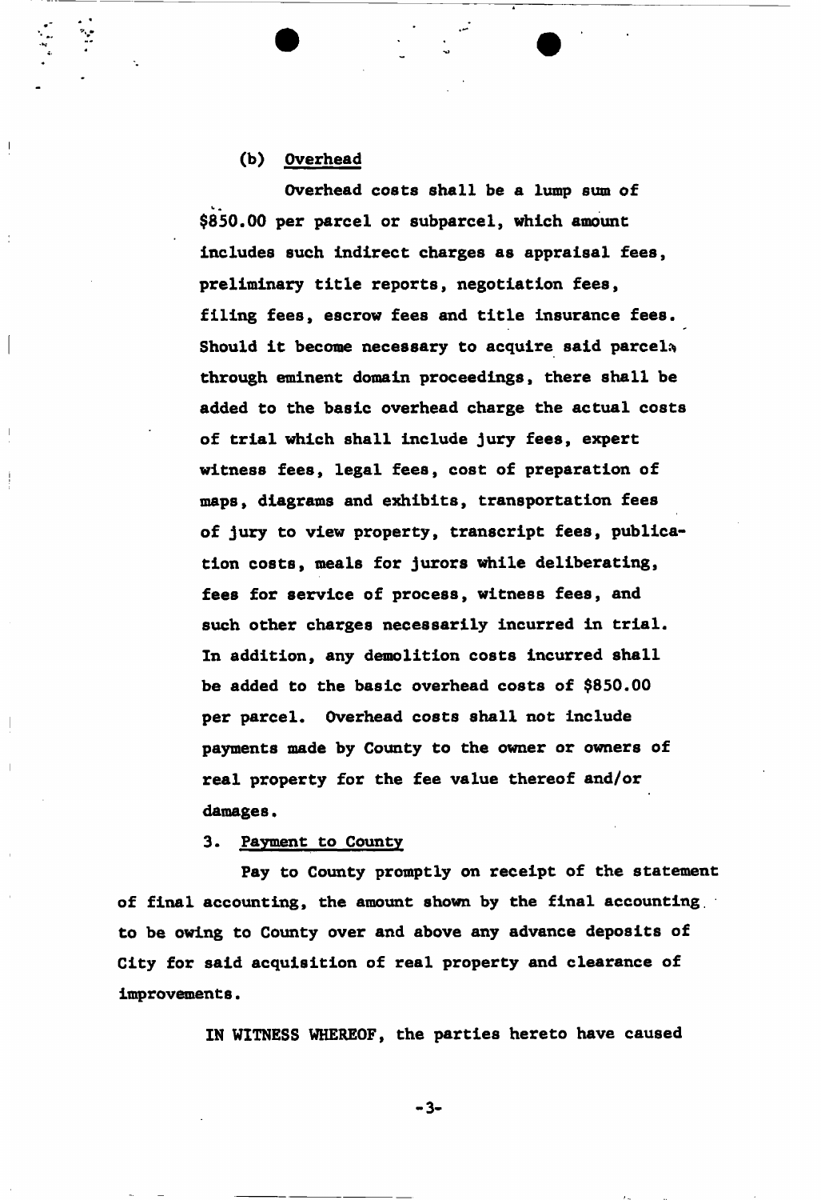(b) Overhead

Overhead costs shall be a lump sum of $850.00 per parcel or subparcel, which amount includes such indirect charges as appraisal fees, preliminary title reports, negotiation fees, filing fees, escrow fees and title insurance fees. Should it become necessary to acquire said parcels through eminent domain proceedings, there shall be added to the basic overhead charge the actual costs of trial which shall include jury fees, expert witness fees, legal fees, cost of preparation of maps, diagrams and exhibits, transportation fees of jury to view property, transcript fees, publication costs, meals for jurors while deliberating, fees for service of process, witness fees, and such other charges necessarily incurred in trial. In addition, any demolition costs incurred shall be added to the basic overhead costs of $850.00 per parcel. Overhead costs shall not include payments made by County to the owner or owners of real property for the fee value thereof and/or damages.

3. Payment to County

Pay to County promptly on receipt of the statement of final accounting, the amount shown by the final accounting to be owing to County over and above any advance deposits of City for said acquisition of real property and clearance of improvements.

IN WITNESS WHEREOF, the parties hereto have caused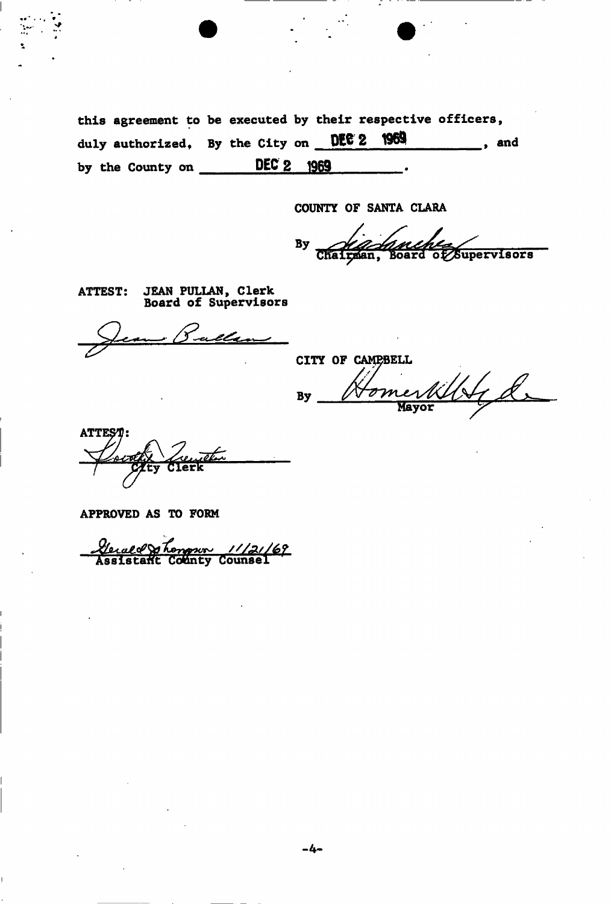this agreement to be executed by their respective officers, duly authorized, By the City on DEC 2 1969, and by the County on DEC 2 1969.

COUNTY OF SANTA CLARA

By _______________________
Chairman, Board of Supervisors

ATTEST: JEAN PULLAN, Clerk
Board of Supervisors

_______________________

CITY OF CAMPBELL

By _______________________
Mayor

ATTEST:

_______________________
City Clerk

APPROVED AS TO FORM

_______________________ 11/21/69
Assistant County Counsel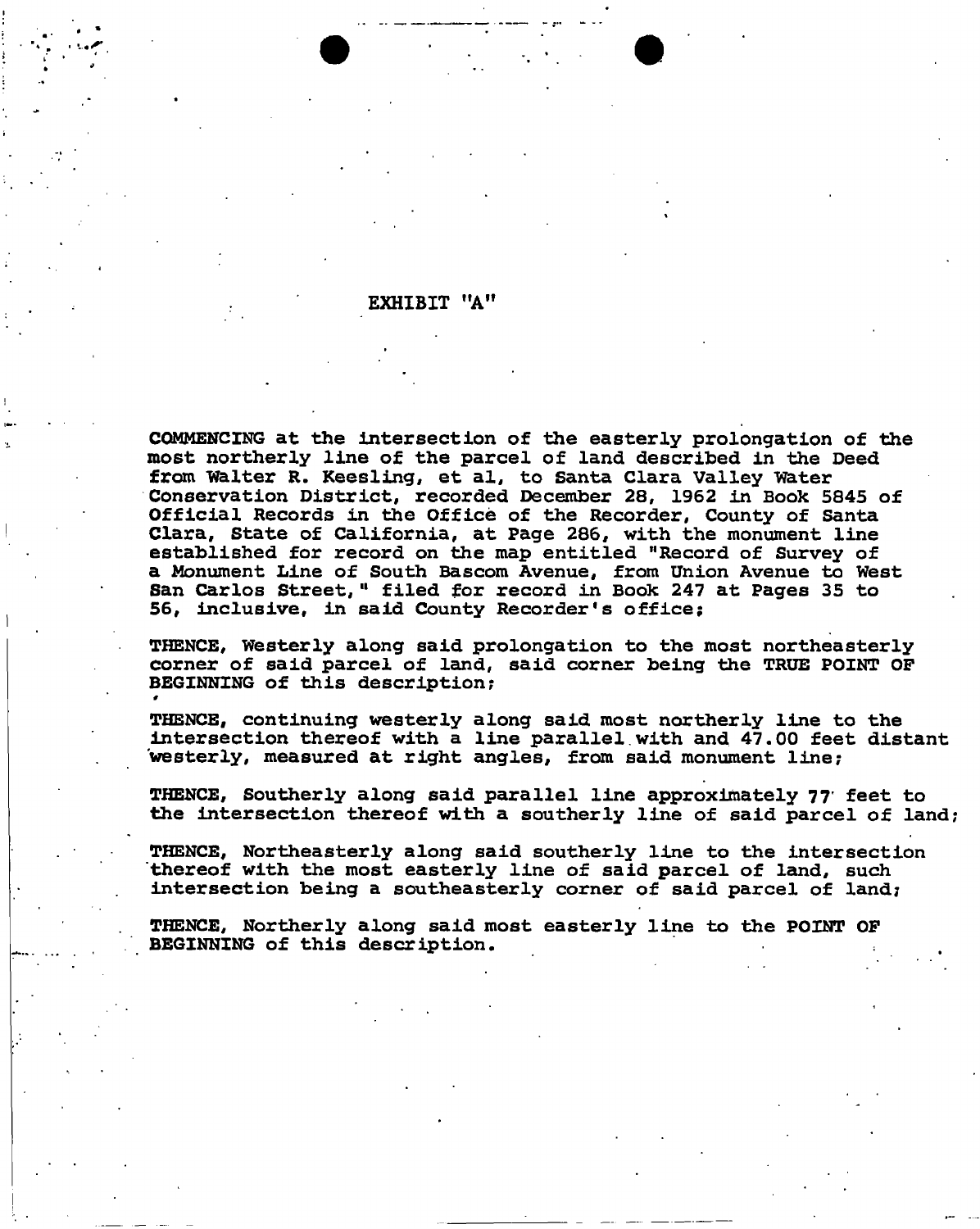# EXHIBIT "A"

COMMENCING at the intersection of the easterly prolongation of the most northerly line of the parcel of land described in the Deed from Walter R. Keesling, et al, to Santa Clara Valley Water Conservation District, recorded December 28, 1962 in Book 5845 of Official Records in the Office of the Recorder, County of Santa Clara, State of California, at Page 286, with the monument line established for record on the map entitled "Record of Survey of a Monument Line of South Bascom Avenue, from Union Avenue to West San Carlos Street," filed for record in Book 247 at Pages 35 to 56, inclusive, in said County Recorder's office;

THENCE, Westerly along said prolongation to the most northeasterly corner of said parcel of land, said corner being the TRUE POINT OF BEGINNING of this description;

THENCE, continuing westerly along said most northerly line to the intersection thereof with a line parallel with and 47.00 feet distant westerly, measured at right angles, from said monument line;

THENCE, Southerly along said parallel line approximately 77 feet to the intersection thereof with a southerly line of said parcel of land;

THENCE, Northeasterly along said southerly line to the intersection thereof with the most easterly line of said parcel of land, such intersection being a southeasterly corner of said parcel of land;

THENCE, Northerly along said most easterly line to the POINT OF BEGINNING of this description.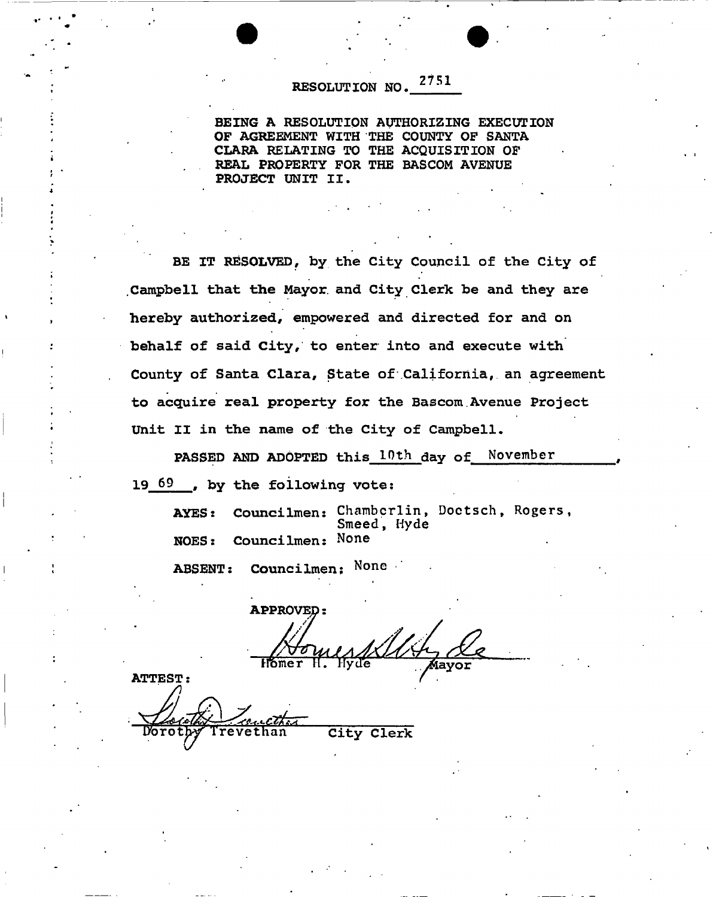# RESOLUTION NO. 2751

**BEING A RESOLUTION AUTHORIZING EXECUTION OF AGREEMENT WITH THE COUNTY OF SANTA CLARA RELATING TO THE ACQUISITION OF REAL PROPERTY FOR THE BASCOM AVENUE PROJECT UNIT II.**

BE IT RESOLVED, by the City Council of the City of Campbell that the Mayor and City Clerk be and they are hereby authorized, empowered and directed for and on behalf of said City, to enter into and execute with County of Santa Clara, State of California, an agreement to acquire real property for the Bascom Avenue Project Unit II in the name of the City of Campbell.

PASSED AND ADOPTED this 10th day of November, 19 69, by the following vote:

AYES: Councilmen: Chamberlin, Doetsch, Rogers, Smeed, Hyde

NOES: Councilmen: None

ABSENT: Councilmen: None

APPROVED:

Homer H. Hyde, Mayor

ATTEST:

Dorothy Trevethan, City Clerk